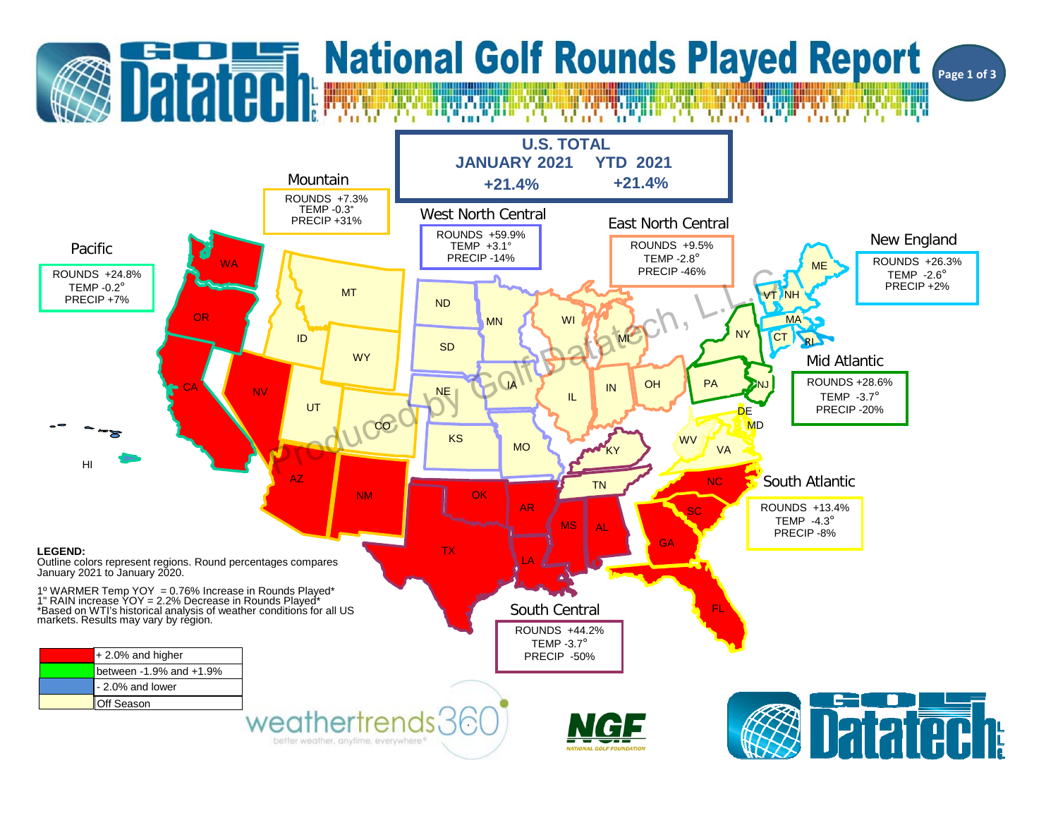# National Golf Rounds Played Report

## U.S. TOTAL

| JANUARY 2021 | YTD 2021 |
| --- | --- |
| +21.4% | +21.4% |

### Pacific
ROUNDS +24.8%
TEMP -0.2°
PRECIP +7%

### Mountain
ROUNDS +7.3%
TEMP -0.3°
PRECIP +31%

### West North Central
ROUNDS +59.9%
TEMP +3.1°
PRECIP -14%

### East North Central
ROUNDS +9.5%
TEMP -2.8°
PRECIP -46%

### New England
ROUNDS +26.3%
TEMP -2.6°
PRECIP +2%

### Mid Atlantic
ROUNDS +28.6%
TEMP -3.7°
PRECIP -20%

### South Atlantic
ROUNDS +13.4%
TEMP -4.3°
PRECIP -8%

### South Central
ROUNDS +44.2%
TEMP -3.7°
PRECIP -50%

**LEGEND:**
Outline colors represent regions. Round percentages compares January 2021 to January 2020.

1º WARMER Temp YOY = 0.76% Increase in Rounds Played*
1" RAIN increase YOY = 2.2% Decrease in Rounds Played*
*Based on WTI's historical analysis of weather conditions for all US markets. Results may vary by region.

| Color | Meaning |
| --- | --- |
| Red | + 2.0% and higher |
| Green | between -1.9% and +1.9% |
| Blue | - 2.0% and lower |
| Pale yellow | Off Season |

weathertrends360 — better weather, anytime, everywhere®

NGF — NATIONAL GOLF FOUNDATION

Golf Datatech L.L.C.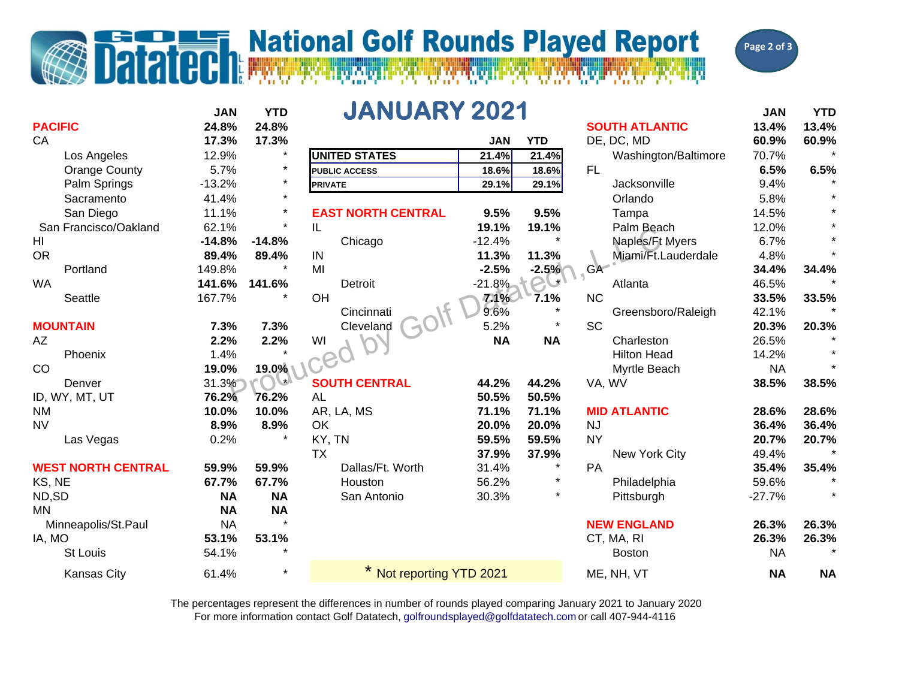# Golf Datatech, L.L.C. — National Golf Rounds Played Report

## JANUARY 2021

| | JAN | YTD |
|---|---|---|
| **UNITED STATES** | **21.4%** | **21.4%** |
| **PUBLIC ACCESS** | **18.6%** | **18.6%** |
| **PRIVATE** | **29.1%** | **29.1%** |

| | JAN | YTD |
|---|---|---|
| **PACIFIC** | **24.8%** | **24.8%** |
| CA | **17.3%** | **17.3%** |
| Los Angeles | 12.9% | * |
| Orange County | 5.7% | * |
| Palm Springs | -13.2% | * |
| Sacramento | 41.4% | * |
| San Diego | 11.1% | * |
| San Francisco/Oakland | 62.1% | * |
| HI | **-14.8%** | **-14.8%** |
| OR | **89.4%** | **89.4%** |
| Portland | 149.8% | * |
| WA | **141.6%** | **141.6%** |
| Seattle | 167.7% | * |
| **MOUNTAIN** | **7.3%** | **7.3%** |
| AZ | **2.2%** | **2.2%** |
| Phoenix | 1.4% | * |
| CO | **19.0%** | **19.0%** |
| Denver | 31.3% | * |
| ID, WY, MT, UT | **76.2%** | **76.2%** |
| NM | **10.0%** | **10.0%** |
| NV | **8.9%** | **8.9%** |
| Las Vegas | 0.2% | * |
| **WEST NORTH CENTRAL** | **59.9%** | **59.9%** |
| KS, NE | **67.7%** | **67.7%** |
| ND,SD | **NA** | **NA** |
| MN | **NA** | **NA** |
| Minneapolis/St.Paul | NA | * |
| IA, MO | **53.1%** | **53.1%** |
| St Louis | 54.1% | * |
| Kansas City | 61.4% | * |

| | JAN | YTD |
|---|---|---|
| **EAST NORTH CENTRAL** | **9.5%** | **9.5%** |
| IL | **19.1%** | **19.1%** |
| Chicago | -12.4% | * |
| IN | **11.3%** | **11.3%** |
| MI | **-2.5%** | **-2.5%** |
| Detroit | -21.8% | * |
| OH | **7.1%** | **7.1%** |
| Cincinnati | 9.6% | * |
| Cleveland | 5.2% | * |
| WI | **NA** | **NA** |
| **SOUTH CENTRAL** | **44.2%** | **44.2%** |
| AL | **50.5%** | **50.5%** |
| AR, LA, MS | **71.1%** | **71.1%** |
| OK | **20.0%** | **20.0%** |
| KY, TN | **59.5%** | **59.5%** |
| TX | **37.9%** | **37.9%** |
| Dallas/Ft. Worth | 31.4% | * |
| Houston | 56.2% | * |
| San Antonio | 30.3% | * |

| | JAN | YTD |
|---|---|---|
| **SOUTH ATLANTIC** | **13.4%** | **13.4%** |
| DE, DC, MD | **60.9%** | **60.9%** |
| Washington/Baltimore | 70.7% | * |
| FL | **6.5%** | **6.5%** |
| Jacksonville | 9.4% | * |
| Orlando | 5.8% | * |
| Tampa | 14.5% | * |
| Palm Beach | 12.0% | * |
| Naples/Ft Myers | 6.7% | * |
| Miami/Ft.Lauderdale | 4.8% | * |
| GA | **34.4%** | **34.4%** |
| Atlanta | 46.5% | * |
| NC | **33.5%** | **33.5%** |
| Greensboro/Raleigh | 42.1% | * |
| SC | **20.3%** | **20.3%** |
| Charleston | 26.5% | * |
| Hilton Head | 14.2% | * |
| Myrtle Beach | NA | * |
| VA, WV | **38.5%** | **38.5%** |
| **MID ATLANTIC** | **28.6%** | **28.6%** |
| NJ | **36.4%** | **36.4%** |
| NY | **20.7%** | **20.7%** |
| New York City | 49.4% | * |
| PA | **35.4%** | **35.4%** |
| Philadelphia | 59.6% | * |
| Pittsburgh | -27.7% | * |
| **NEW ENGLAND** | **26.3%** | **26.3%** |
| CT, MA, RI | **26.3%** | **26.3%** |
| Boston | NA | * |
| ME, NH, VT | **NA** | **NA** |

\* Not reporting YTD 2021

Produced by Golf Datatech, L.L.C.

The percentages represent the differences in number of rounds played comparing January 2021 to January 2020

For more information contact Golf Datatech, golfroundsplayed@golfdatatech.com or call 407-944-4116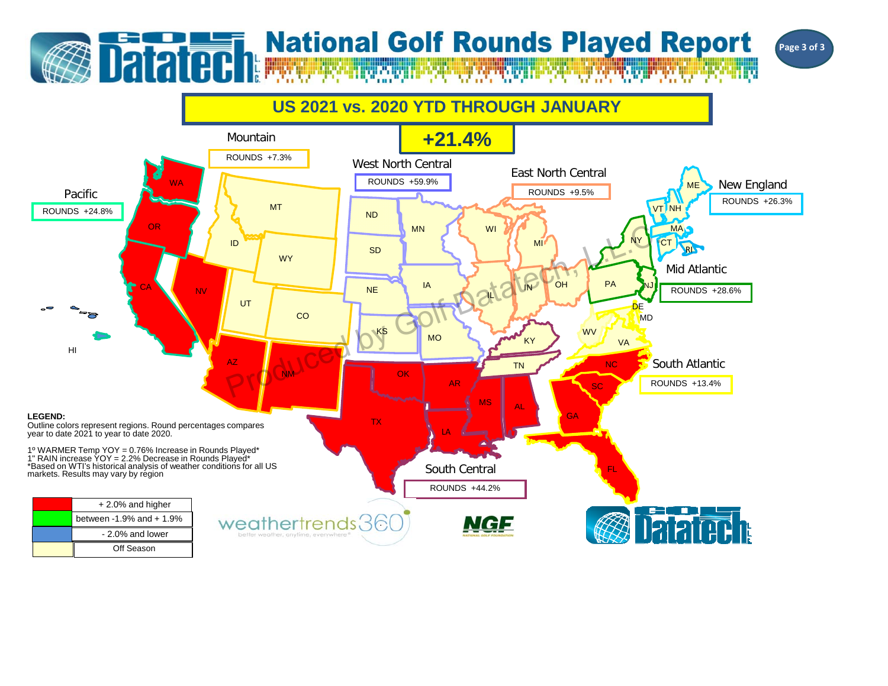# National Golf Rounds Played Report

## US 2021 vs. 2020 YTD THROUGH JANUARY

**+21.4%**

Mountain
ROUNDS +7.3%

West North Central
ROUNDS +59.9%

East North Central
ROUNDS +9.5%

New England
ROUNDS +26.3%

Pacific
ROUNDS +24.8%

Mid Atlantic
ROUNDS +28.6%

South Atlantic
ROUNDS +13.4%

South Central
ROUNDS +44.2%

WA OR CA NV ID MT WY UT CO AZ NM ND SD NE KS MN IA MO WI IL MI IN OH KY TN OK TX AR LA MS AL GA FL SC NC VA WV PA NY NJ DE MD VT NH ME MA CT RI HI

Produced by Golf Datatech, L.L.C.

**LEGEND:**
Outline colors represent regions. Round percentages compares year to date 2021 to year to date 2020.

1º WARMER Temp YOY = 0.76% Increase in Rounds Played*
1" RAIN increase YOY = 2.2% Decrease in Rounds Played*
*Based on WTI's historical analysis of weather conditions for all US markets. Results may vary by region

| Color | Meaning |
| --- | --- |
| Red | + 2.0% and higher |
| Green | between -1.9% and + 1.9% |
| Blue | - 2.0% and lower |
| Light yellow | Off Season |

weathertrends360
better weather, anytime, everywhere®

NGF
NATIONAL GOLF FOUNDATION

Golf Datatech L.L.C.